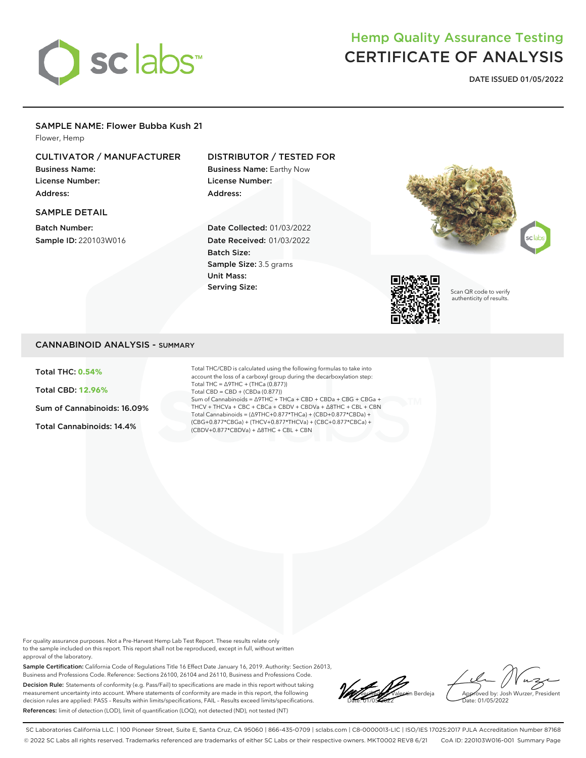# Hemp Quality Assurance Testing
# CERTIFICATE OF ANALYSIS

**DATE ISSUED 01/05/2022**

## SAMPLE NAME: Flower Bubba Kush 21

Flower, Hemp

### CULTIVATOR / MANUFACTURER

**Business Name:**
**License Number:**
**Address:**

### DISTRIBUTOR / TESTED FOR

**Business Name:** Earthy Now
**License Number:**
**Address:**

### SAMPLE DETAIL

**Batch Number:**
**Sample ID:** 220103W016

**Date Collected:** 01/03/2022
**Date Received:** 01/03/2022
**Batch Size:**
**Sample Size:** 3.5 grams
**Unit Mass:**
**Serving Size:**

Scan QR code to verify authenticity of results.

## CANNABINOID ANALYSIS - SUMMARY

**Total THC: 0.54%**

**Total CBD: 12.96%**

**Sum of Cannabinoids: 16.09%**

**Total Cannabinoids: 14.4%**

Total THC/CBD is calculated using the following formulas to take into account the loss of a carboxyl group during the decarboxylation step:
Total THC = Δ9THC + (THCa (0.877))
Total CBD = CBD + (CBDa (0.877))
Sum of Cannabinoids = Δ9THC + THCa + CBD + CBDa + CBG + CBGa + THCV + THCVa + CBC + CBCa + CBDV + CBDVa + Δ8THC + CBL + CBN
Total Cannabinoids = (Δ9THC+0.877*THCa) + (CBD+0.877*CBDa) + (CBG+0.877*CBGa) + (THCV+0.877*THCVa) + (CBC+0.877*CBCa) + (CBDV+0.877*CBDVa) + Δ8THC + CBL + CBN

For quality assurance purposes. Not a Pre-Harvest Hemp Lab Test Report. These results relate only to the sample included on this report. This report shall not be reproduced, except in full, without written approval of the laboratory.

**Sample Certification:** California Code of Regulations Title 16 Effect Date January 16, 2019. Authority: Section 26013, Business and Professions Code. Reference: Sections 26100, 26104 and 26110, Business and Professions Code.

**Decision Rule:** Statements of conformity (e.g. Pass/Fail) to specifications are made in this report without taking measurement uncertainty into account. Where statements of conformity are made in this report, the following decision rules are applied: PASS – Results within limits/specifications, FAIL – Results exceed limits/specifications.

**References:** limit of detection (LOD), limit of quantification (LOQ), not detected (ND), not tested (NT)

Verified by: Valentin Berdeja
Date: 01/05/2022

Approved by: Josh Wurzer, President
Date: 01/05/2022

SC Laboratories California LLC. | 100 Pioneer Street, Suite E, Santa Cruz, CA 95060 | 866-435-0709 | sclabs.com | C8-0000013-LIC | ISO/IES 17025:2017 PJLA Accreditation Number 87168
© 2022 SC Labs all rights reserved. Trademarks referenced are trademarks of either SC Labs or their respective owners. MKT0002 REV8 6/21 CoA ID: 220103W016-001 Summary Page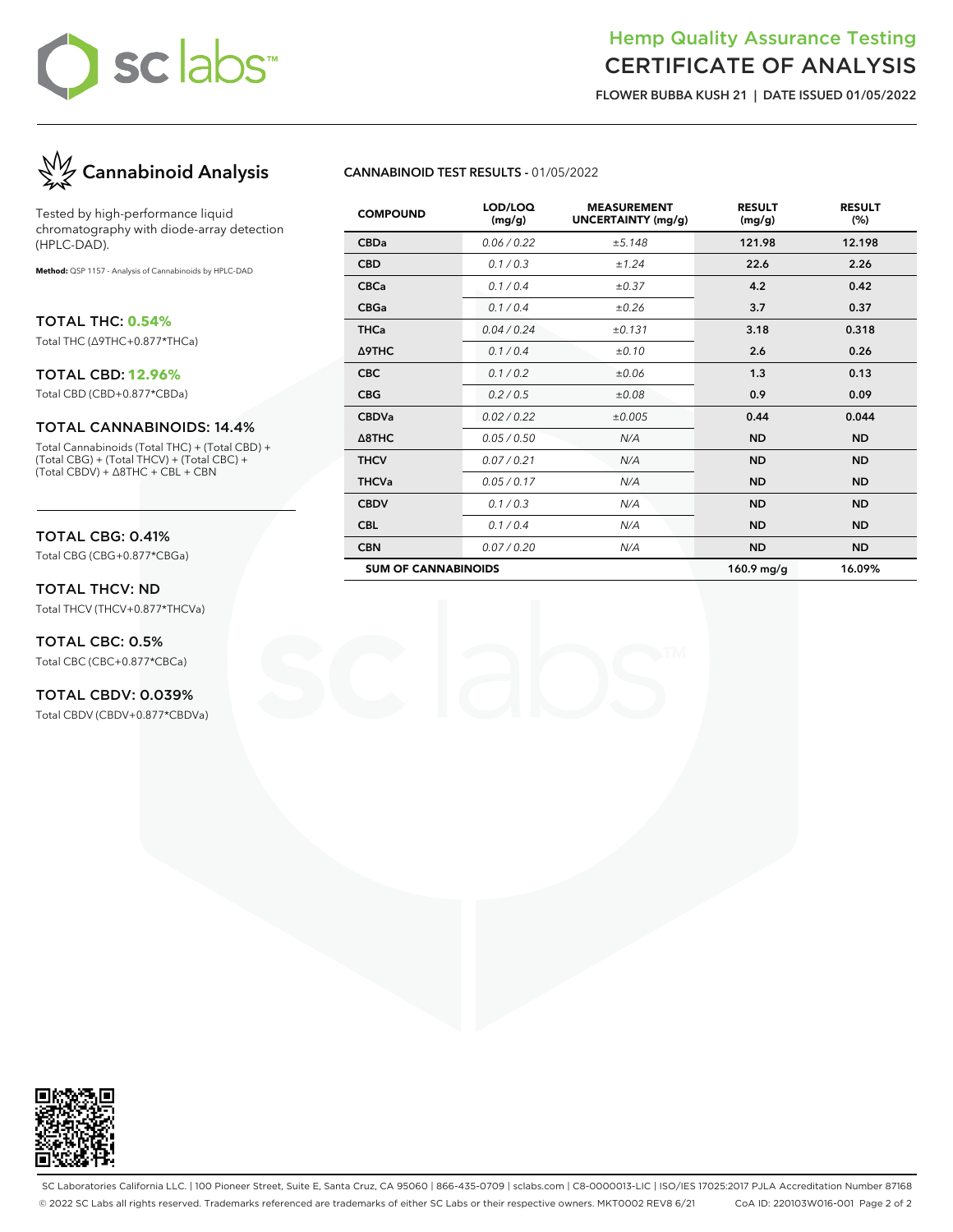# Hemp Quality Assurance Testing
# CERTIFICATE OF ANALYSIS

**FLOWER BUBBA KUSH 21 | DATE ISSUED 01/05/2022**

## Cannabinoid Analysis

Tested by high-performance liquid chromatography with diode-array detection (HPLC-DAD).

**Method:** QSP 1157 - Analysis of Cannabinoids by HPLC-DAD

### TOTAL THC: 0.54%
Total THC (Δ9THC+0.877*THCa)

### TOTAL CBD: 12.96%
Total CBD (CBD+0.877*CBDa)

### TOTAL CANNABINOIDS: 14.4%
Total Cannabinoids (Total THC) + (Total CBD) + (Total CBG) + (Total THCV) + (Total CBC) + (Total CBDV) + Δ8THC + CBL + CBN

### TOTAL CBG: 0.41%
Total CBG (CBG+0.877*CBGa)

### TOTAL THCV: ND
Total THCV (THCV+0.877*THCVa)

### TOTAL CBC: 0.5%
Total CBC (CBC+0.877*CBCa)

### TOTAL CBDV: 0.039%
Total CBDV (CBDV+0.877*CBDVa)

**CANNABINOID TEST RESULTS** - 01/05/2022

| COMPOUND | LOD/LOQ (mg/g) | MEASUREMENT UNCERTAINTY (mg/g) | RESULT (mg/g) | RESULT (%) |
|---|---|---|---|---|
| CBDa | 0.06 / 0.22 | ±5.148 | 121.98 | 12.198 |
| CBD | 0.1 / 0.3 | ±1.24 | 22.6 | 2.26 |
| CBCa | 0.1 / 0.4 | ±0.37 | 4.2 | 0.42 |
| CBGa | 0.1 / 0.4 | ±0.26 | 3.7 | 0.37 |
| THCa | 0.04 / 0.24 | ±0.131 | 3.18 | 0.318 |
| Δ9THC | 0.1 / 0.4 | ±0.10 | 2.6 | 0.26 |
| CBC | 0.1 / 0.2 | ±0.06 | 1.3 | 0.13 |
| CBG | 0.2 / 0.5 | ±0.08 | 0.9 | 0.09 |
| CBDVa | 0.02 / 0.22 | ±0.005 | 0.44 | 0.044 |
| Δ8THC | 0.05 / 0.50 | N/A | ND | ND |
| THCV | 0.07 / 0.21 | N/A | ND | ND |
| THCVa | 0.05 / 0.17 | N/A | ND | ND |
| CBDV | 0.1 / 0.3 | N/A | ND | ND |
| CBL | 0.1 / 0.4 | N/A | ND | ND |
| CBN | 0.07 / 0.20 | N/A | ND | ND |
| **SUM OF CANNABINOIDS** | | | 160.9 mg/g | 16.09% |

SC Laboratories California LLC. | 100 Pioneer Street, Suite E, Santa Cruz, CA 95060 | 866-435-0709 | sclabs.com | C8-0000013-LIC | ISO/IES 17025:2017 PJLA Accreditation Number 87168
© 2022 SC Labs all rights reserved. Trademarks referenced are trademarks of either SC Labs or their respective owners. MKT0002 REV8 6/21 CoA ID: 220103W016-001